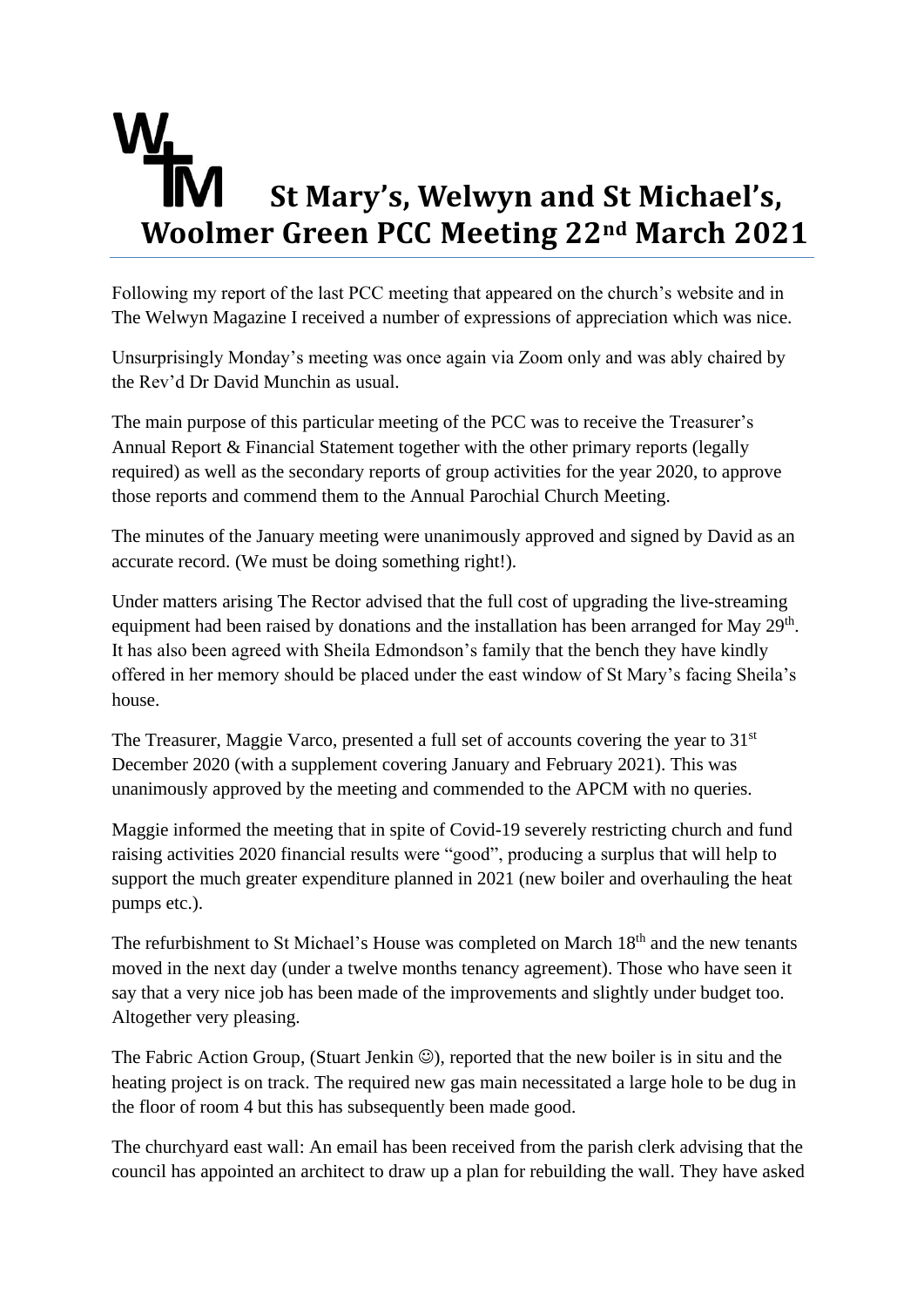# St Mary's, Welwyn and St Michael's, Woolmer Green PCC Meeting 22nd March 2021

Following my report of the last PCC meeting that appeared on the church's website and in The Welwyn Magazine I received a number of expressions of appreciation which was nice.

Unsurprisingly Monday's meeting was once again via Zoom only and was ably chaired by the Rev'd Dr David Munchin as usual.

The main purpose of this particular meeting of the PCC was to receive the Treasurer's Annual Report & Financial Statement together with the other primary reports (legally required) as well as the secondary reports of group activities for the year 2020, to approve those reports and commend them to the Annual Parochial Church Meeting.

The minutes of the January meeting were unanimously approved and signed by David as an accurate record. (We must be doing something right!).

Under matters arising The Rector advised that the full cost of upgrading the live-streaming equipment had been raised by donations and the installation has been arranged for May 29th. It has also been agreed with Sheila Edmondson's family that the bench they have kindly offered in her memory should be placed under the east window of St Mary's facing Sheila's house.

The Treasurer, Maggie Varco, presented a full set of accounts covering the year to 31st December 2020 (with a supplement covering January and February 2021). This was unanimously approved by the meeting and commended to the APCM with no queries.

Maggie informed the meeting that in spite of Covid-19 severely restricting church and fund raising activities 2020 financial results were "good", producing a surplus that will help to support the much greater expenditure planned in 2021 (new boiler and overhauling the heat pumps etc.).

The refurbishment to St Michael's House was completed on March 18th and the new tenants moved in the next day (under a twelve months tenancy agreement). Those who have seen it say that a very nice job has been made of the improvements and slightly under budget too. Altogether very pleasing.

The Fabric Action Group, (Stuart Jenkin ☺), reported that the new boiler is in situ and the heating project is on track. The required new gas main necessitated a large hole to be dug in the floor of room 4 but this has subsequently been made good.

The churchyard east wall: An email has been received from the parish clerk advising that the council has appointed an architect to draw up a plan for rebuilding the wall. They have asked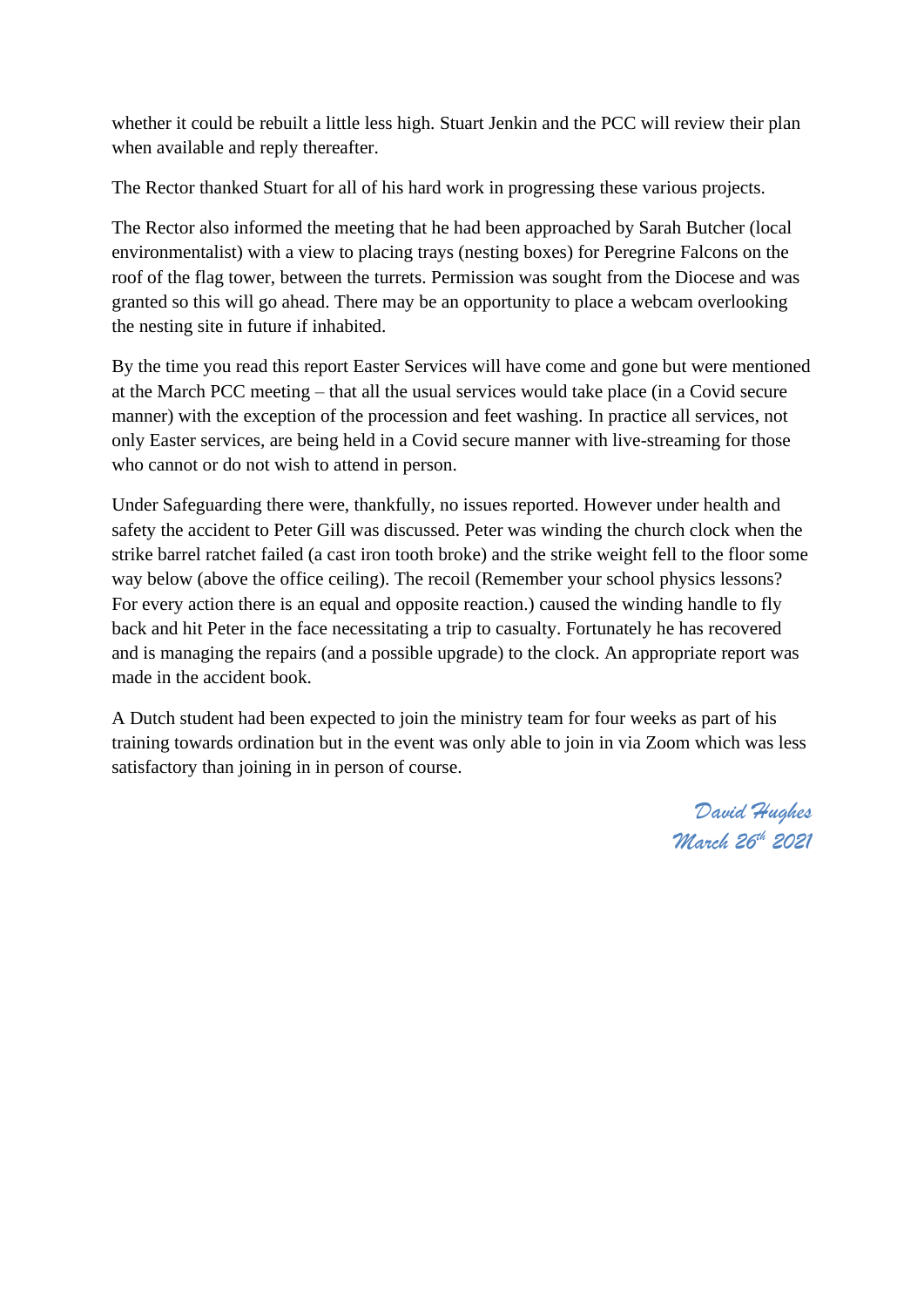whether it could be rebuilt a little less high. Stuart Jenkin and the PCC will review their plan when available and reply thereafter.

The Rector thanked Stuart for all of his hard work in progressing these various projects.

The Rector also informed the meeting that he had been approached by Sarah Butcher (local environmentalist) with a view to placing trays (nesting boxes) for Peregrine Falcons on the roof of the flag tower, between the turrets. Permission was sought from the Diocese and was granted so this will go ahead. There may be an opportunity to place a webcam overlooking the nesting site in future if inhabited.

By the time you read this report Easter Services will have come and gone but were mentioned at the March PCC meeting – that all the usual services would take place (in a Covid secure manner) with the exception of the procession and feet washing. In practice all services, not only Easter services, are being held in a Covid secure manner with live-streaming for those who cannot or do not wish to attend in person.

Under Safeguarding there were, thankfully, no issues reported. However under health and safety the accident to Peter Gill was discussed. Peter was winding the church clock when the strike barrel ratchet failed (a cast iron tooth broke) and the strike weight fell to the floor some way below (above the office ceiling). The recoil (Remember your school physics lessons? For every action there is an equal and opposite reaction.) caused the winding handle to fly back and hit Peter in the face necessitating a trip to casualty. Fortunately he has recovered and is managing the repairs (and a possible upgrade) to the clock. An appropriate report was made in the accident book.

A Dutch student had been expected to join the ministry team for four weeks as part of his training towards ordination but in the event was only able to join in via Zoom which was less satisfactory than joining in in person of course.

*David Hughes*
*March 26th 2021*